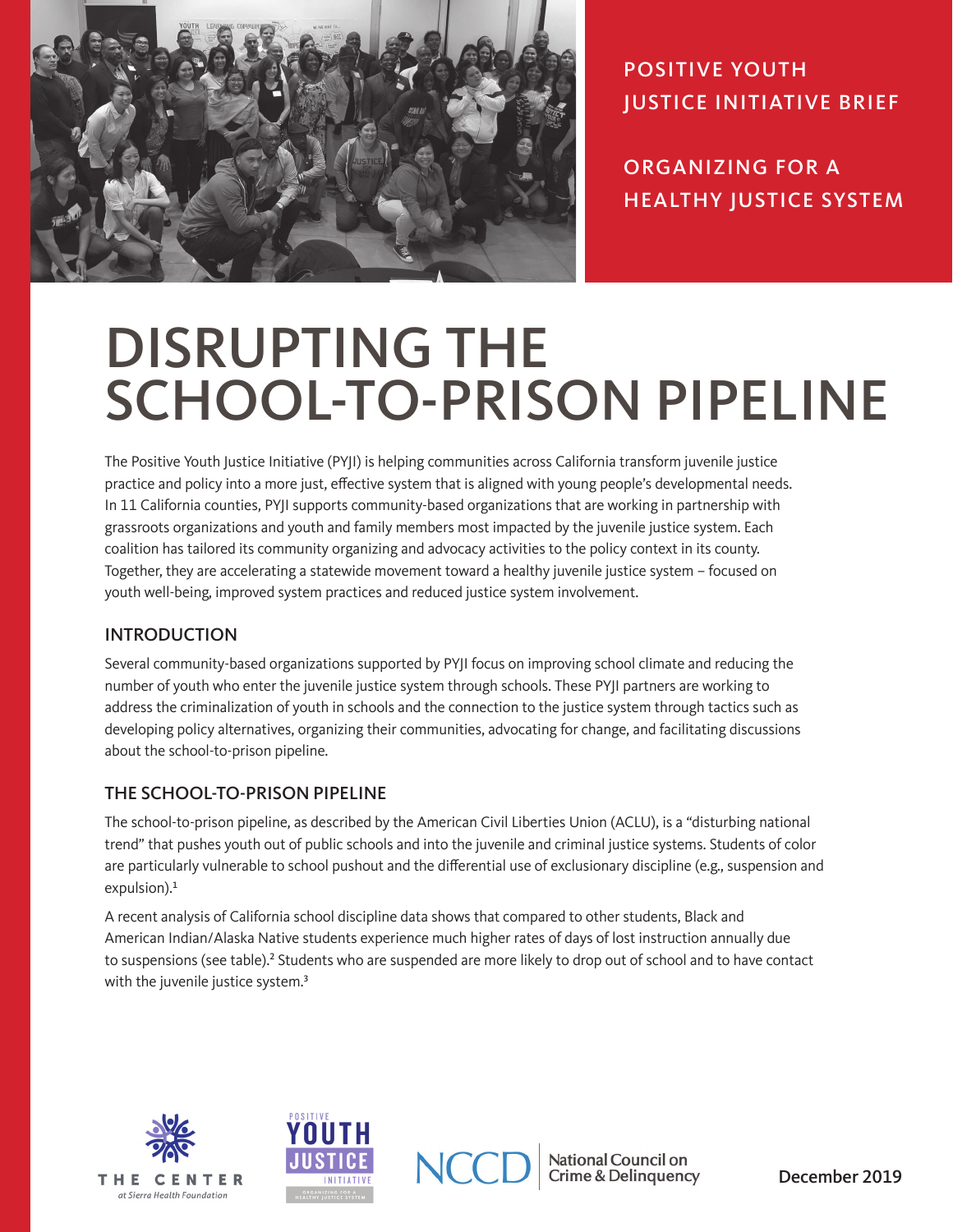POSITIVE YOUTH JUSTICE INITIATIVE BRIEF

ORGANIZING FOR A HEALTHY JUSTICE SYSTEM

# DISRUPTING THE SCHOOL-TO-PRISON PIPELINE

The Positive Youth Justice Initiative (PYJI) is helping communities across California transform juvenile justice practice and policy into a more just, effective system that is aligned with young people's developmental needs. In 11 California counties, PYJI supports community-based organizations that are working in partnership with grassroots organizations and youth and family members most impacted by the juvenile justice system. Each coalition has tailored its community organizing and advocacy activities to the policy context in its county. Together, they are accelerating a statewide movement toward a healthy juvenile justice system – focused on youth well-being, improved system practices and reduced justice system involvement.

## INTRODUCTION

Several community-based organizations supported by PYJI focus on improving school climate and reducing the number of youth who enter the juvenile justice system through schools. These PYJI partners are working to address the criminalization of youth in schools and the connection to the justice system through tactics such as developing policy alternatives, organizing their communities, advocating for change, and facilitating discussions about the school-to-prison pipeline.

## THE SCHOOL-TO-PRISON PIPELINE

The school-to-prison pipeline, as described by the American Civil Liberties Union (ACLU), is a "disturbing national trend" that pushes youth out of public schools and into the juvenile and criminal justice systems. Students of color are particularly vulnerable to school pushout and the differential use of exclusionary discipline (e.g., suspension and expulsion).[1]

A recent analysis of California school discipline data shows that compared to other students, Black and American Indian/Alaska Native students experience much higher rates of days of lost instruction annually due to suspensions (see table).[2] Students who are suspended are more likely to drop out of school and to have contact with the juvenile justice system.[3]

THE CENTER at Sierra Health Foundation

POSITIVE YOUTH JUSTICE INITIATIVE — ORGANIZING FOR A HEALTHY JUSTICE SYSTEM

NCCD National Council on Crime & Delinquency

December 2019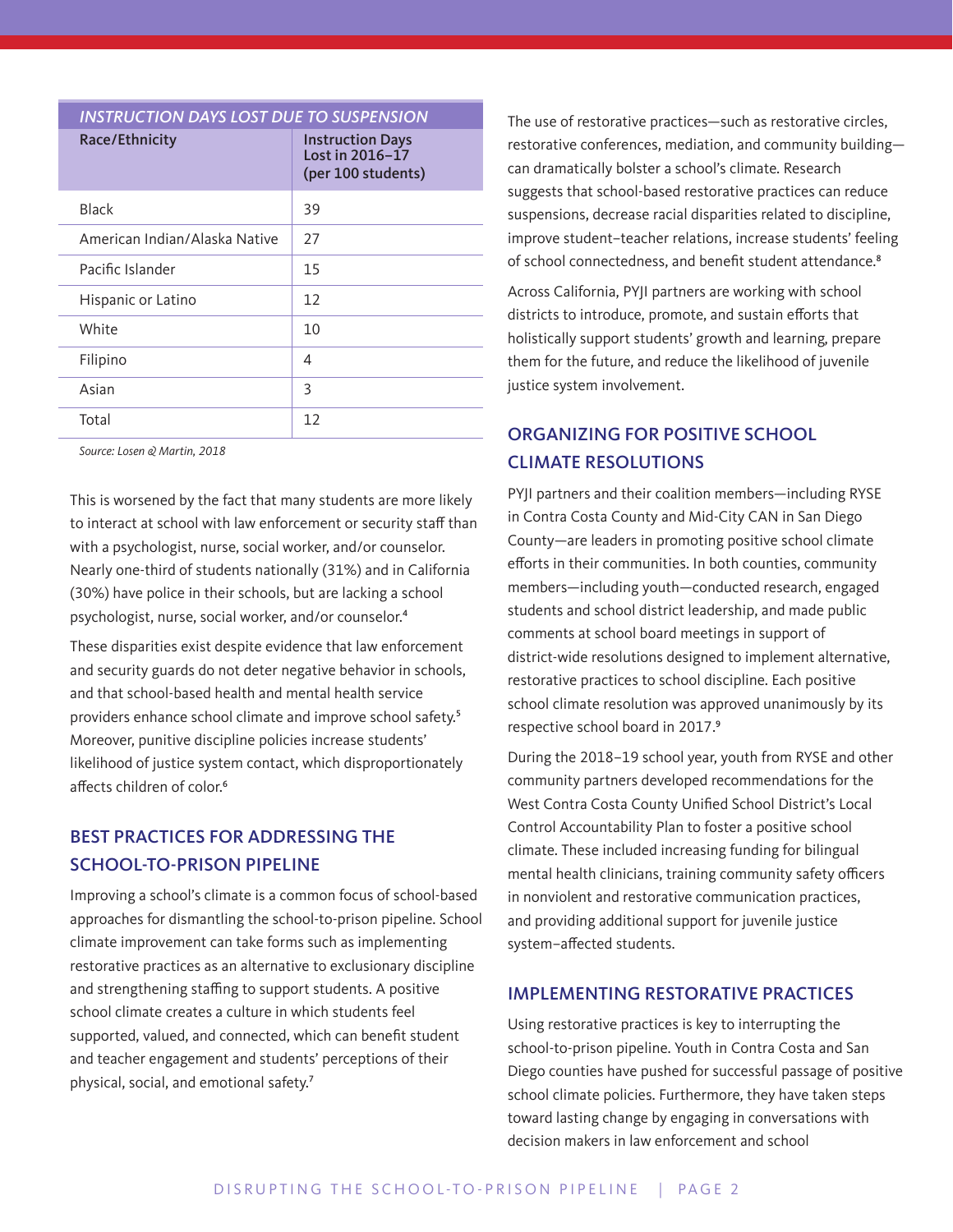**INSTRUCTION DAYS LOST DUE TO SUSPENSION**

| Race/Ethnicity | Instruction Days Lost in 2016–17 (per 100 students) |
|---|---|
| Black | 39 |
| American Indian/Alaska Native | 27 |
| Pacific Islander | 15 |
| Hispanic or Latino | 12 |
| White | 10 |
| Filipino | 4 |
| Asian | 3 |
| Total | 12 |

*Source: Losen & Martin, 2018*

This is worsened by the fact that many students are more likely to interact at school with law enforcement or security staff than with a psychologist, nurse, social worker, and/or counselor. Nearly one-third of students nationally (31%) and in California (30%) have police in their schools, but are lacking a school psychologist, nurse, social worker, and/or counselor.[4]

These disparities exist despite evidence that law enforcement and security guards do not deter negative behavior in schools, and that school-based health and mental health service providers enhance school climate and improve school safety.[5] Moreover, punitive discipline policies increase students' likelihood of justice system contact, which disproportionately affects children of color.[6]

## BEST PRACTICES FOR ADDRESSING THE SCHOOL-TO-PRISON PIPELINE

Improving a school's climate is a common focus of school-based approaches for dismantling the school-to-prison pipeline. School climate improvement can take forms such as implementing restorative practices as an alternative to exclusionary discipline and strengthening staffing to support students. A positive school climate creates a culture in which students feel supported, valued, and connected, which can benefit student and teacher engagement and students' perceptions of their physical, social, and emotional safety.[7]

The use of restorative practices—such as restorative circles, restorative conferences, mediation, and community building—can dramatically bolster a school's climate. Research suggests that school-based restorative practices can reduce suspensions, decrease racial disparities related to discipline, improve student–teacher relations, increase students' feeling of school connectedness, and benefit student attendance.[8]

Across California, PYJI partners are working with school districts to introduce, promote, and sustain efforts that holistically support students' growth and learning, prepare them for the future, and reduce the likelihood of juvenile justice system involvement.

## ORGANIZING FOR POSITIVE SCHOOL CLIMATE RESOLUTIONS

PYJI partners and their coalition members—including RYSE in Contra Costa County and Mid-City CAN in San Diego County—are leaders in promoting positive school climate efforts in their communities. In both counties, community members—including youth—conducted research, engaged students and school district leadership, and made public comments at school board meetings in support of district-wide resolutions designed to implement alternative, restorative practices to school discipline. Each positive school climate resolution was approved unanimously by its respective school board in 2017.[9]

During the 2018–19 school year, youth from RYSE and other community partners developed recommendations for the West Contra Costa County Unified School District's Local Control Accountability Plan to foster a positive school climate. These included increasing funding for bilingual mental health clinicians, training community safety officers in nonviolent and restorative communication practices, and providing additional support for juvenile justice system–affected students.

## IMPLEMENTING RESTORATIVE PRACTICES

Using restorative practices is key to interrupting the school-to-prison pipeline. Youth in Contra Costa and San Diego counties have pushed for successful passage of positive school climate policies. Furthermore, they have taken steps toward lasting change by engaging in conversations with decision makers in law enforcement and school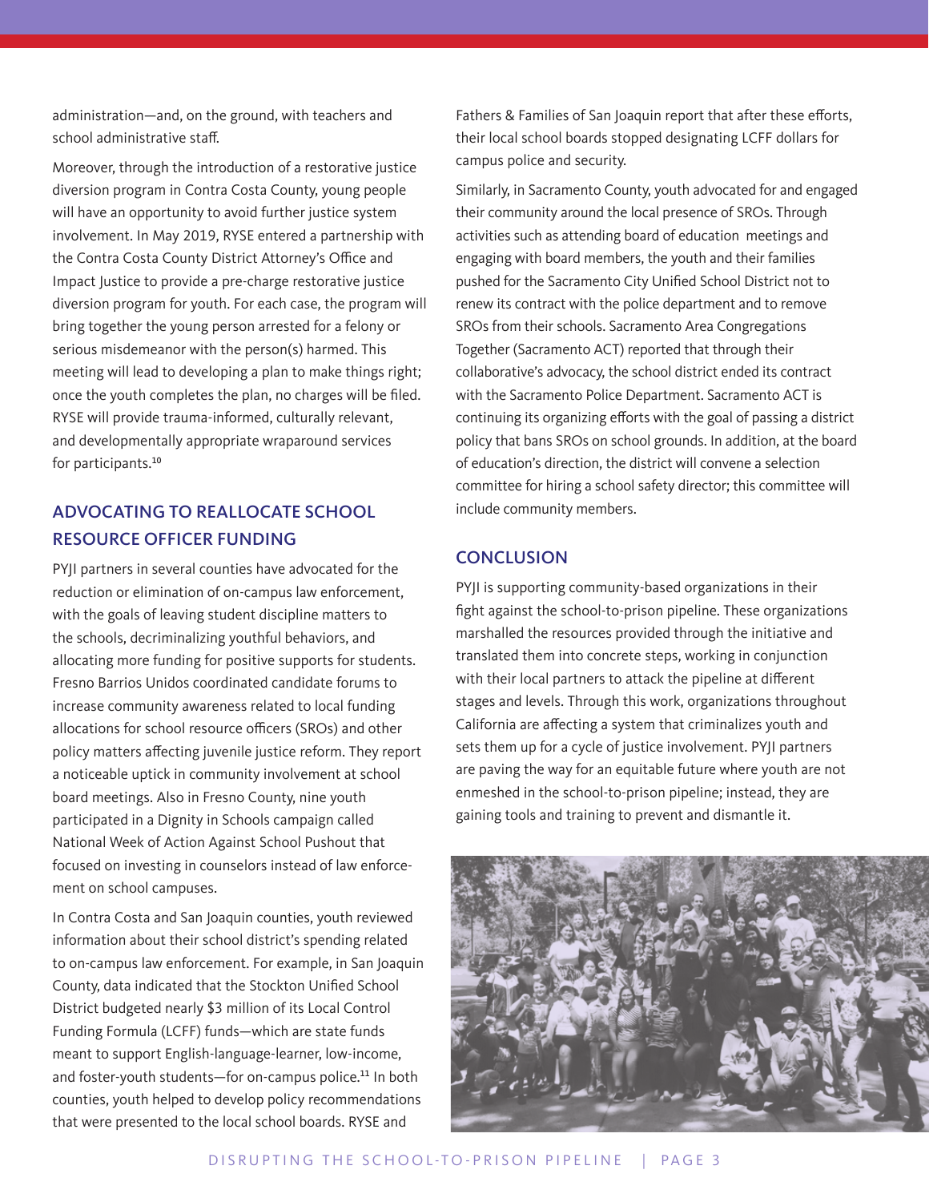administration—and, on the ground, with teachers and school administrative staff.

Moreover, through the introduction of a restorative justice diversion program in Contra Costa County, young people will have an opportunity to avoid further justice system involvement. In May 2019, RYSE entered a partnership with the Contra Costa County District Attorney's Office and Impact Justice to provide a pre-charge restorative justice diversion program for youth. For each case, the program will bring together the young person arrested for a felony or serious misdemeanor with the person(s) harmed. This meeting will lead to developing a plan to make things right; once the youth completes the plan, no charges will be filed. RYSE will provide trauma-informed, culturally relevant, and developmentally appropriate wraparound services for participants.[10]

## ADVOCATING TO REALLOCATE SCHOOL RESOURCE OFFICER FUNDING

PYJI partners in several counties have advocated for the reduction or elimination of on-campus law enforcement, with the goals of leaving student discipline matters to the schools, decriminalizing youthful behaviors, and allocating more funding for positive supports for students. Fresno Barrios Unidos coordinated candidate forums to increase community awareness related to local funding allocations for school resource officers (SROs) and other policy matters affecting juvenile justice reform. They report a noticeable uptick in community involvement at school board meetings. Also in Fresno County, nine youth participated in a Dignity in Schools campaign called National Week of Action Against School Pushout that focused on investing in counselors instead of law enforcement on school campuses.

In Contra Costa and San Joaquin counties, youth reviewed information about their school district's spending related to on-campus law enforcement. For example, in San Joaquin County, data indicated that the Stockton Unified School District budgeted nearly $3 million of its Local Control Funding Formula (LCFF) funds—which are state funds meant to support English-language-learner, low-income, and foster-youth students—for on-campus police.[11] In both counties, youth helped to develop policy recommendations that were presented to the local school boards. RYSE and Fathers & Families of San Joaquin report that after these efforts, their local school boards stopped designating LCFF dollars for campus police and security.

Similarly, in Sacramento County, youth advocated for and engaged their community around the local presence of SROs. Through activities such as attending board of education meetings and engaging with board members, the youth and their families pushed for the Sacramento City Unified School District not to renew its contract with the police department and to remove SROs from their schools. Sacramento Area Congregations Together (Sacramento ACT) reported that through their collaborative's advocacy, the school district ended its contract with the Sacramento Police Department. Sacramento ACT is continuing its organizing efforts with the goal of passing a district policy that bans SROs on school grounds. In addition, at the board of education's direction, the district will convene a selection committee for hiring a school safety director; this committee will include community members.

## CONCLUSION

PYJI is supporting community-based organizations in their fight against the school-to-prison pipeline. These organizations marshalled the resources provided through the initiative and translated them into concrete steps, working in conjunction with their local partners to attack the pipeline at different stages and levels. Through this work, organizations throughout California are affecting a system that criminalizes youth and sets them up for a cycle of justice involvement. PYJI partners are paving the way for an equitable future where youth are not enmeshed in the school-to-prison pipeline; instead, they are gaining tools and training to prevent and dismantle it.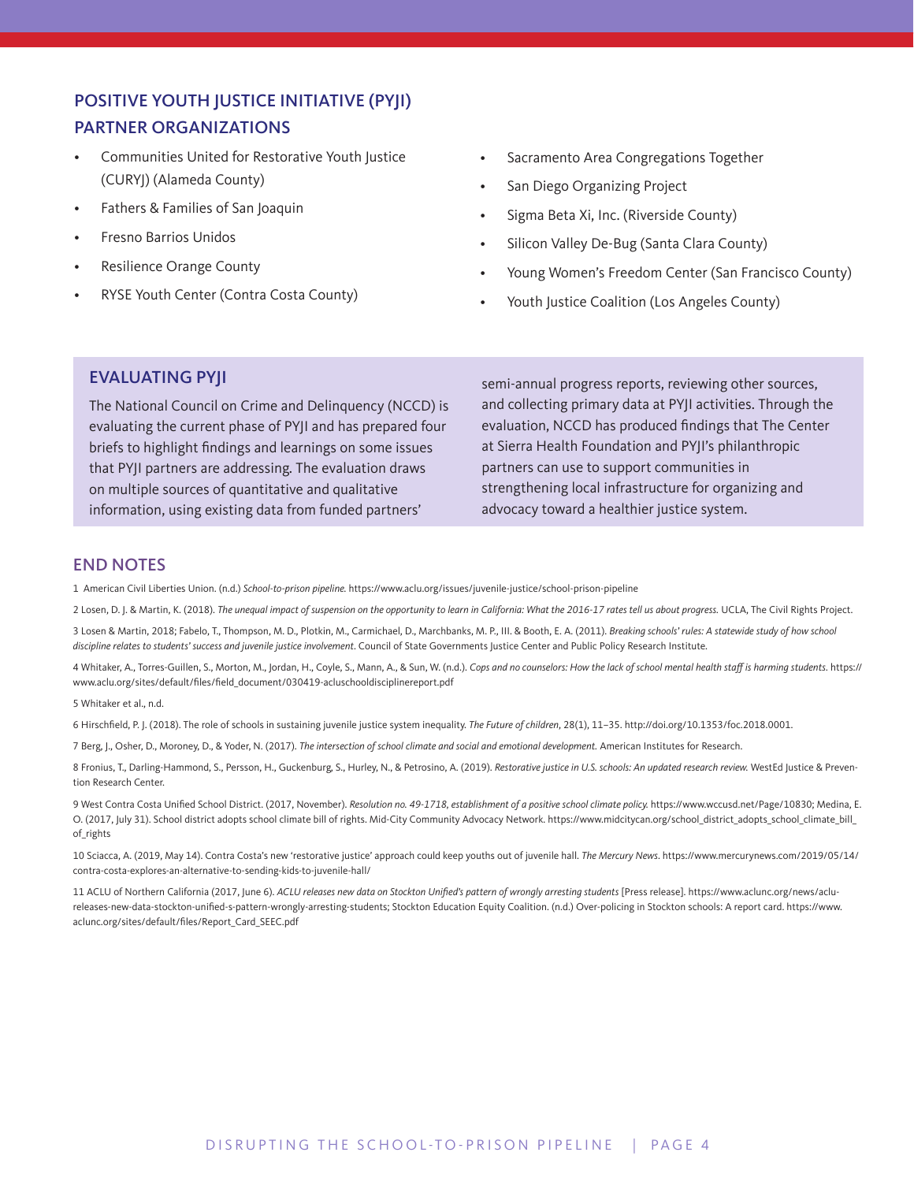## POSITIVE YOUTH JUSTICE INITIATIVE (PYJI) PARTNER ORGANIZATIONS

- Communities United for Restorative Youth Justice (CURYJ) (Alameda County)
- Fathers & Families of San Joaquin
- Fresno Barrios Unidos
- Resilience Orange County
- RYSE Youth Center (Contra Costa County)
- Sacramento Area Congregations Together
- San Diego Organizing Project
- Sigma Beta Xi, Inc. (Riverside County)
- Silicon Valley De-Bug (Santa Clara County)
- Young Women's Freedom Center (San Francisco County)
- Youth Justice Coalition (Los Angeles County)

### EVALUATING PYJI

The National Council on Crime and Delinquency (NCCD) is evaluating the current phase of PYJI and has prepared four briefs to highlight findings and learnings on some issues that PYJI partners are addressing. The evaluation draws on multiple sources of quantitative and qualitative information, using existing data from funded partners' semi-annual progress reports, reviewing other sources, and collecting primary data at PYJI activities. Through the evaluation, NCCD has produced findings that The Center at Sierra Health Foundation and PYJI's philanthropic partners can use to support communities in strengthening local infrastructure for organizing and advocacy toward a healthier justice system.

## END NOTES

1 American Civil Liberties Union. (n.d.) *School-to-prison pipeline.* https://www.aclu.org/issues/juvenile-justice/school-prison-pipeline

2 Losen, D. J. & Martin, K. (2018). *The unequal impact of suspension on the opportunity to learn in California: What the 2016-17 rates tell us about progress.* UCLA, The Civil Rights Project.

3 Losen & Martin, 2018; Fabelo, T., Thompson, M. D., Plotkin, M., Carmichael, D., Marchbanks, M. P., III. & Booth, E. A. (2011). *Breaking schools' rules: A statewide study of how school discipline relates to students' success and juvenile justice involvement.* Council of State Governments Justice Center and Public Policy Research Institute.

4 Whitaker, A., Torres-Guillen, S., Morton, M., Jordan, H., Coyle, S., Mann, A., & Sun, W. (n.d.). *Cops and no counselors: How the lack of school mental health staff is harming students.* https://www.aclu.org/sites/default/files/field_document/030419-acluschooldisciplinereport.pdf

5 Whitaker et al., n.d.

6 Hirschfield, P. J. (2018). The role of schools in sustaining juvenile justice system inequality. *The Future of children*, 28(1), 11–35. http://doi.org/10.1353/foc.2018.0001.

7 Berg, J., Osher, D., Moroney, D., & Yoder, N. (2017). *The intersection of school climate and social and emotional development.* American Institutes for Research.

8 Fronius, T., Darling-Hammond, S., Persson, H., Guckenburg, S., Hurley, N., & Petrosino, A. (2019). *Restorative justice in U.S. schools: An updated research review.* WestEd Justice & Prevention Research Center.

9 West Contra Costa Unified School District. (2017, November). *Resolution no. 49-1718, establishment of a positive school climate policy.* https://www.wccusd.net/Page/10830; Medina, E. O. (2017, July 31). School district adopts school climate bill of rights. Mid-City Community Advocacy Network. https://www.midcitycan.org/school_district_adopts_school_climate_bill_of_rights

10 Sciacca, A. (2019, May 14). Contra Costa's new 'restorative justice' approach could keep youths out of juvenile hall. *The Mercury News*. https://www.mercurynews.com/2019/05/14/contra-costa-explores-an-alternative-to-sending-kids-to-juvenile-hall/

11 ACLU of Northern California (2017, June 6). *ACLU releases new data on Stockton Unified's pattern of wrongly arresting students* [Press release]. https://www.aclunc.org/news/aclu-releases-new-data-stockton-unified-s-pattern-wrongly-arresting-students; Stockton Education Equity Coalition. (n.d.) Over-policing in Stockton schools: A report card. https://www.aclunc.org/sites/default/files/Report_Card_SEEC.pdf